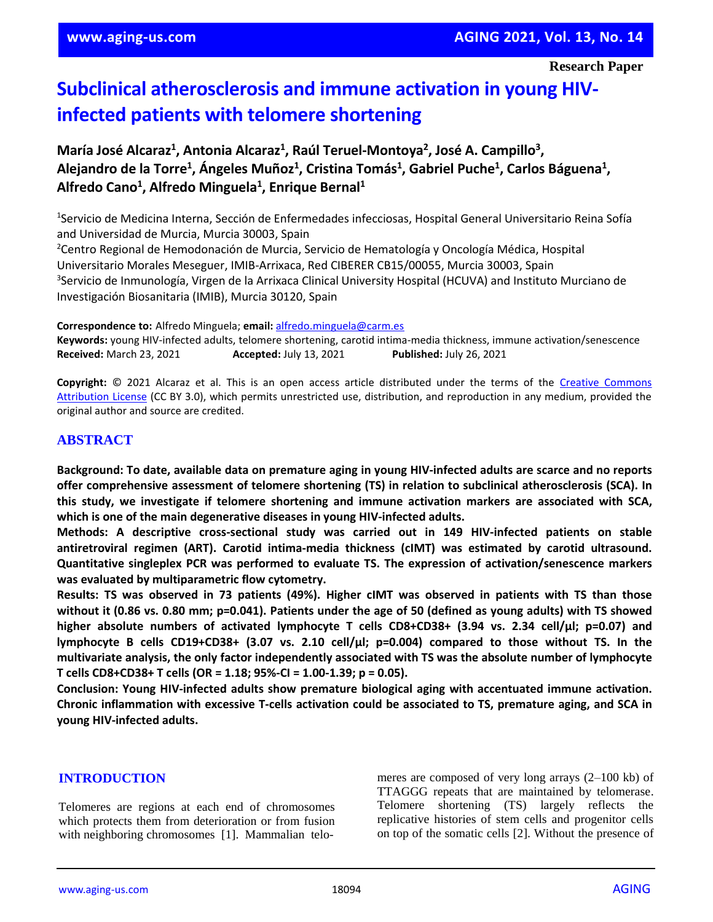Research Paper

# Subclinical atherosclerosis and immune activation in young HIV-infected patients with telomere shortening

**María José Alcaraz[1], Antonia Alcaraz[1], Raúl Teruel-Montoya[2], José A. Campillo[3], Alejandro de la Torre[1], Ángeles Muñoz[1], Cristina Tomás[1], Gabriel Puche[1], Carlos Báguena[1], Alfredo Cano[1], Alfredo Minguela[1], Enrique Bernal[1]**

[1]Servicio de Medicina Interna, Sección de Enfermedades infecciosas, Hospital General Universitario Reina Sofía and Universidad de Murcia, Murcia 30003, Spain
[2]Centro Regional de Hemodonación de Murcia, Servicio de Hematología y Oncología Médica, Hospital Universitario Morales Meseguer, IMIB-Arrixaca, Red CIBERER CB15/00055, Murcia 30003, Spain
[3]Servicio de Inmunología, Virgen de la Arrixaca Clinical University Hospital (HCUVA) and Instituto Murciano de Investigación Biosanitaria (IMIB), Murcia 30120, Spain

**Correspondence to:** Alfredo Minguela; **email:** alfredo.minguela@carm.es
**Keywords:** young HIV-infected adults, telomere shortening, carotid intima-media thickness, immune activation/senescence
**Received:** March 23, 2021 **Accepted:** July 13, 2021 **Published:** July 26, 2021

**Copyright:** © 2021 Alcaraz et al. This is an open access article distributed under the terms of the Creative Commons Attribution License (CC BY 3.0), which permits unrestricted use, distribution, and reproduction in any medium, provided the original author and source are credited.

## ABSTRACT

**Background: To date, available data on premature aging in young HIV-infected adults are scarce and no reports offer comprehensive assessment of telomere shortening (TS) in relation to subclinical atherosclerosis (SCA). In this study, we investigate if telomere shortening and immune activation markers are associated with SCA, which is one of the main degenerative diseases in young HIV-infected adults.**

**Methods: A descriptive cross-sectional study was carried out in 149 HIV-infected patients on stable antiretroviral regimen (ART). Carotid intima-media thickness (cIMT) was estimated by carotid ultrasound. Quantitative singleplex PCR was performed to evaluate TS. The expression of activation/senescence markers was evaluated by multiparametric flow cytometry.**

**Results: TS was observed in 73 patients (49%). Higher cIMT was observed in patients with TS than those without it (0.86 vs. 0.80 mm; p=0.041). Patients under the age of 50 (defined as young adults) with TS showed higher absolute numbers of activated lymphocyte T cells CD8+CD38+ (3.94 vs. 2.34 cell/µl; p=0.07) and lymphocyte B cells CD19+CD38+ (3.07 vs. 2.10 cell/µl; p=0.004) compared to those without TS. In the multivariate analysis, the only factor independently associated with TS was the absolute number of lymphocyte T cells CD8+CD38+ T cells (OR = 1.18; 95%-CI = 1.00-1.39; p = 0.05).**

**Conclusion: Young HIV-infected adults show premature biological aging with accentuated immune activation. Chronic inflammation with excessive T-cells activation could be associated to TS, premature aging, and SCA in young HIV-infected adults.**

## INTRODUCTION

Telomeres are regions at each end of chromosomes which protects them from deterioration or from fusion with neighboring chromosomes [1]. Mammalian telomeres are composed of very long arrays (2–100 kb) of TTAGGG repeats that are maintained by telomerase. Telomere shortening (TS) largely reflects the replicative histories of stem cells and progenitor cells on top of the somatic cells [2]. Without the presence of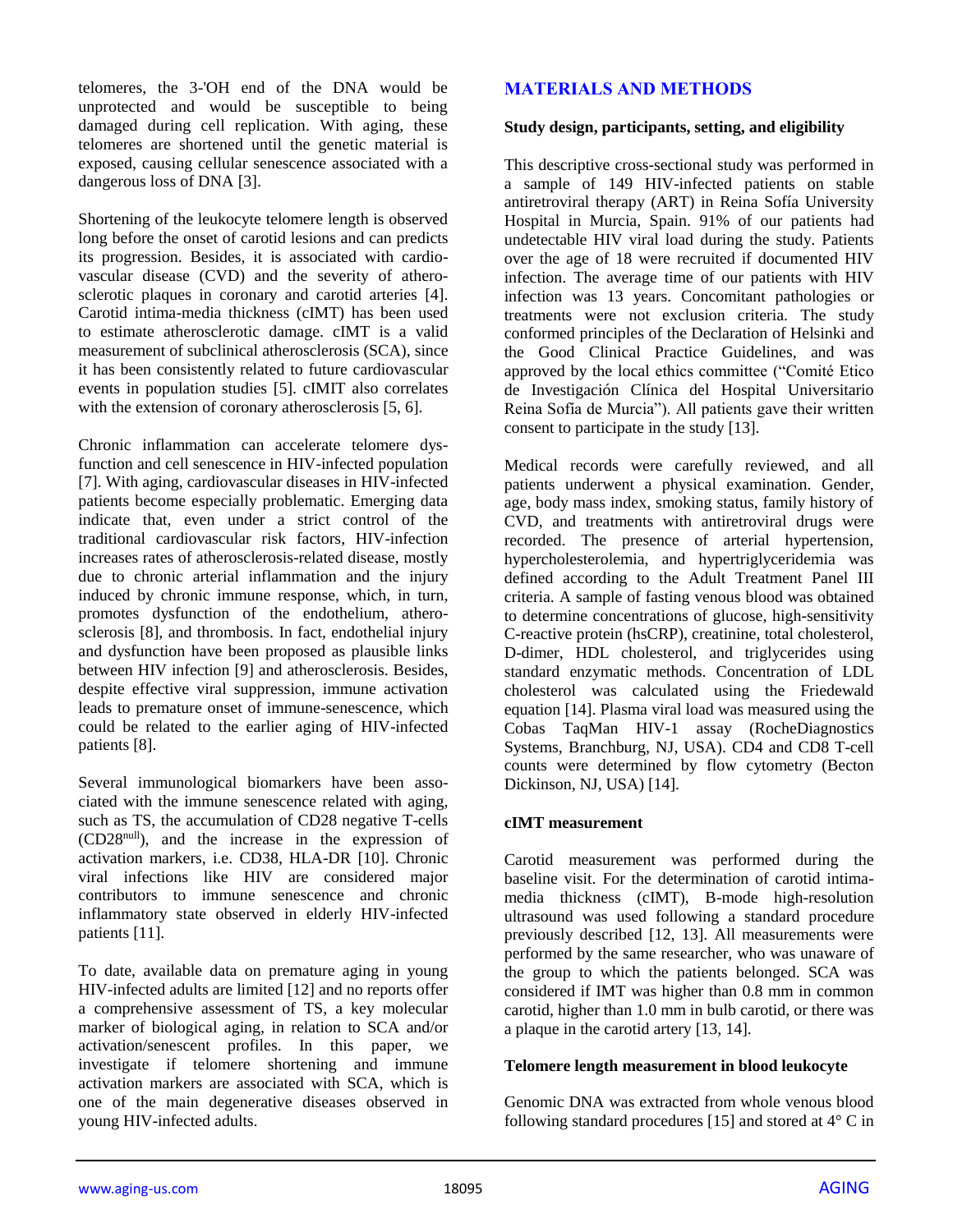telomeres, the 3-'OH end of the DNA would be unprotected and would be susceptible to being damaged during cell replication. With aging, these telomeres are shortened until the genetic material is exposed, causing cellular senescence associated with a dangerous loss of DNA [3].

Shortening of the leukocyte telomere length is observed long before the onset of carotid lesions and can predicts its progression. Besides, it is associated with cardiovascular disease (CVD) and the severity of atherosclerotic plaques in coronary and carotid arteries [4]. Carotid intima-media thickness (cIMT) has been used to estimate atherosclerotic damage. cIMT is a valid measurement of subclinical atherosclerosis (SCA), since it has been consistently related to future cardiovascular events in population studies [5]. cIMIT also correlates with the extension of coronary atherosclerosis [5, 6].

Chronic inflammation can accelerate telomere dysfunction and cell senescence in HIV-infected population [7]. With aging, cardiovascular diseases in HIV-infected patients become especially problematic. Emerging data indicate that, even under a strict control of the traditional cardiovascular risk factors, HIV-infection increases rates of atherosclerosis-related disease, mostly due to chronic arterial inflammation and the injury induced by chronic immune response, which, in turn, promotes dysfunction of the endothelium, atherosclerosis [8], and thrombosis. In fact, endothelial injury and dysfunction have been proposed as plausible links between HIV infection [9] and atherosclerosis. Besides, despite effective viral suppression, immune activation leads to premature onset of immune-senescence, which could be related to the earlier aging of HIV-infected patients [8].

Several immunological biomarkers have been associated with the immune senescence related with aging, such as TS, the accumulation of CD28 negative T-cells (CD28$^{null}$), and the increase in the expression of activation markers, i.e. CD38, HLA-DR [10]. Chronic viral infections like HIV are considered major contributors to immune senescence and chronic inflammatory state observed in elderly HIV-infected patients [11].

To date, available data on premature aging in young HIV-infected adults are limited [12] and no reports offer a comprehensive assessment of TS, a key molecular marker of biological aging, in relation to SCA and/or activation/senescent profiles. In this paper, we investigate if telomere shortening and immune activation markers are associated with SCA, which is one of the main degenerative diseases observed in young HIV-infected adults.

## MATERIALS AND METHODS

### Study design, participants, setting, and eligibility

This descriptive cross-sectional study was performed in a sample of 149 HIV-infected patients on stable antiretroviral therapy (ART) in Reina Sofía University Hospital in Murcia, Spain. 91% of our patients had undetectable HIV viral load during the study. Patients over the age of 18 were recruited if documented HIV infection. The average time of our patients with HIV infection was 13 years. Concomitant pathologies or treatments were not exclusion criteria. The study conformed principles of the Declaration of Helsinki and the Good Clinical Practice Guidelines, and was approved by the local ethics committee ("Comité Etico de Investigación Clínica del Hospital Universitario Reina Sofía de Murcia"). All patients gave their written consent to participate in the study [13].

Medical records were carefully reviewed, and all patients underwent a physical examination. Gender, age, body mass index, smoking status, family history of CVD, and treatments with antiretroviral drugs were recorded. The presence of arterial hypertension, hypercholesterolemia, and hypertriglyceridemia was defined according to the Adult Treatment Panel III criteria. A sample of fasting venous blood was obtained to determine concentrations of glucose, high-sensitivity C-reactive protein (hsCRP), creatinine, total cholesterol, D-dimer, HDL cholesterol, and triglycerides using standard enzymatic methods. Concentration of LDL cholesterol was calculated using the Friedewald equation [14]. Plasma viral load was measured using the Cobas TaqMan HIV-1 assay (RocheDiagnostics Systems, Branchburg, NJ, USA). CD4 and CD8 T-cell counts were determined by flow cytometry (Becton Dickinson, NJ, USA) [14].

### cIMT measurement

Carotid measurement was performed during the baseline visit. For the determination of carotid intima-media thickness (cIMT), B-mode high-resolution ultrasound was used following a standard procedure previously described [12, 13]. All measurements were performed by the same researcher, who was unaware of the group to which the patients belonged. SCA was considered if IMT was higher than 0.8 mm in common carotid, higher than 1.0 mm in bulb carotid, or there was a plaque in the carotid artery [13, 14].

### Telomere length measurement in blood leukocyte

Genomic DNA was extracted from whole venous blood following standard procedures [15] and stored at 4° C in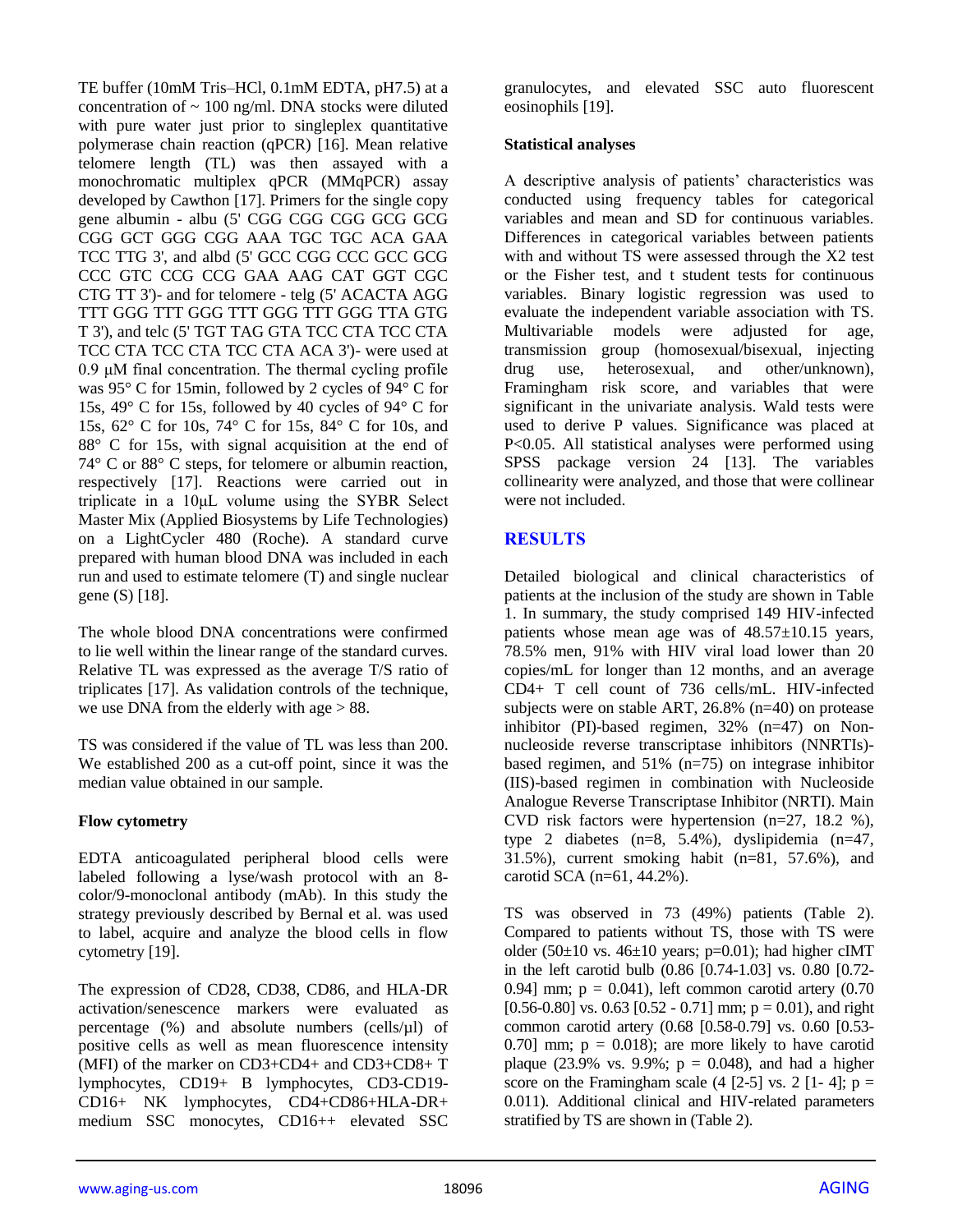TE buffer (10mM Tris–HCl, 0.1mM EDTA, pH7.5) at a concentration of ~ 100 ng/ml. DNA stocks were diluted with pure water just prior to singleplex quantitative polymerase chain reaction (qPCR) [16]. Mean relative telomere length (TL) was then assayed with a monochromatic multiplex qPCR (MMqPCR) assay developed by Cawthon [17]. Primers for the single copy gene albumin - albu (5' CGG CGG CGG GCG GCG CGG GCT GGG CGG AAA TGC TGC ACA GAA TCC TTG 3', and albd (5' GCC CGG CCC GCC GCG CCC GTC CCG CCG GAA AAG CAT GGT CGC CTG TT 3')- and for telomere - telg (5' ACACTA AGG TTT GGG TTT GGG TTT GGG TTT GGG TTA GTG T 3'), and telc (5' TGT TAG GTA TCC CTA TCC CTA TCC CTA TCC CTA TCC CTA ACA 3')- were used at 0.9 μM final concentration. The thermal cycling profile was 95° C for 15min, followed by 2 cycles of 94° C for 15s, 49° C for 15s, followed by 40 cycles of 94° C for 15s, 62° C for 10s, 74° C for 15s, 84° C for 10s, and 88° C for 15s, with signal acquisition at the end of 74° C or 88° C steps, for telomere or albumin reaction, respectively [17]. Reactions were carried out in triplicate in a 10μL volume using the SYBR Select Master Mix (Applied Biosystems by Life Technologies) on a LightCycler 480 (Roche). A standard curve prepared with human blood DNA was included in each run and used to estimate telomere (T) and single nuclear gene (S) [18].

The whole blood DNA concentrations were confirmed to lie well within the linear range of the standard curves. Relative TL was expressed as the average T/S ratio of triplicates [17]. As validation controls of the technique, we use DNA from the elderly with age > 88.

TS was considered if the value of TL was less than 200. We established 200 as a cut-off point, since it was the median value obtained in our sample.

### Flow cytometry

EDTA anticoagulated peripheral blood cells were labeled following a lyse/wash protocol with an 8-color/9-monoclonal antibody (mAb). In this study the strategy previously described by Bernal et al. was used to label, acquire and analyze the blood cells in flow cytometry [19].

The expression of CD28, CD38, CD86, and HLA-DR activation/senescence markers were evaluated as percentage (%) and absolute numbers (cells/μl) of positive cells as well as mean fluorescence intensity (MFI) of the marker on CD3+CD4+ and CD3+CD8+ T lymphocytes, CD19+ B lymphocytes, CD3-CD19-CD16+ NK lymphocytes, CD4+CD86+HLA-DR+ medium SSC monocytes, CD16++ elevated SSC granulocytes, and elevated SSC auto fluorescent eosinophils [19].

### Statistical analyses

A descriptive analysis of patients' characteristics was conducted using frequency tables for categorical variables and mean and SD for continuous variables. Differences in categorical variables between patients with and without TS were assessed through the X2 test or the Fisher test, and t student tests for continuous variables. Binary logistic regression was used to evaluate the independent variable association with TS. Multivariable models were adjusted for age, transmission group (homosexual/bisexual, injecting drug use, heterosexual, and other/unknown), Framingham risk score, and variables that were significant in the univariate analysis. Wald tests were used to derive P values. Significance was placed at P<0.05. All statistical analyses were performed using SPSS package version 24 [13]. The variables collinearity were analyzed, and those that were collinear were not included.

## RESULTS

Detailed biological and clinical characteristics of patients at the inclusion of the study are shown in Table 1. In summary, the study comprised 149 HIV-infected patients whose mean age was of 48.57±10.15 years, 78.5% men, 91% with HIV viral load lower than 20 copies/mL for longer than 12 months, and an average CD4+ T cell count of 736 cells/mL. HIV-infected subjects were on stable ART, 26.8% (n=40) on protease inhibitor (PI)-based regimen, 32% (n=47) on Non-nucleoside reverse transcriptase inhibitors (NNRTIs)-based regimen, and 51% (n=75) on integrase inhibitor (IIS)-based regimen in combination with Nucleoside Analogue Reverse Transcriptase Inhibitor (NRTI). Main CVD risk factors were hypertension (n=27, 18.2 %), type 2 diabetes (n=8, 5.4%), dyslipidemia (n=47, 31.5%), current smoking habit (n=81, 57.6%), and carotid SCA (n=61, 44.2%).

TS was observed in 73 (49%) patients (Table 2). Compared to patients without TS, those with TS were older (50±10 vs. 46±10 years; p=0.01); had higher cIMT in the left carotid bulb (0.86 [0.74-1.03] vs. 0.80 [0.72-0.94] mm; p = 0.041), left common carotid artery (0.70 [0.56-0.80] vs. 0.63 [0.52 - 0.71] mm; p = 0.01), and right common carotid artery (0.68 [0.58-0.79] vs. 0.60 [0.53-0.70] mm; p = 0.018); are more likely to have carotid plaque (23.9% vs. 9.9%; p = 0.048), and had a higher score on the Framingham scale (4 [2-5] vs. 2 [1- 4]; p = 0.011). Additional clinical and HIV-related parameters stratified by TS are shown in (Table 2).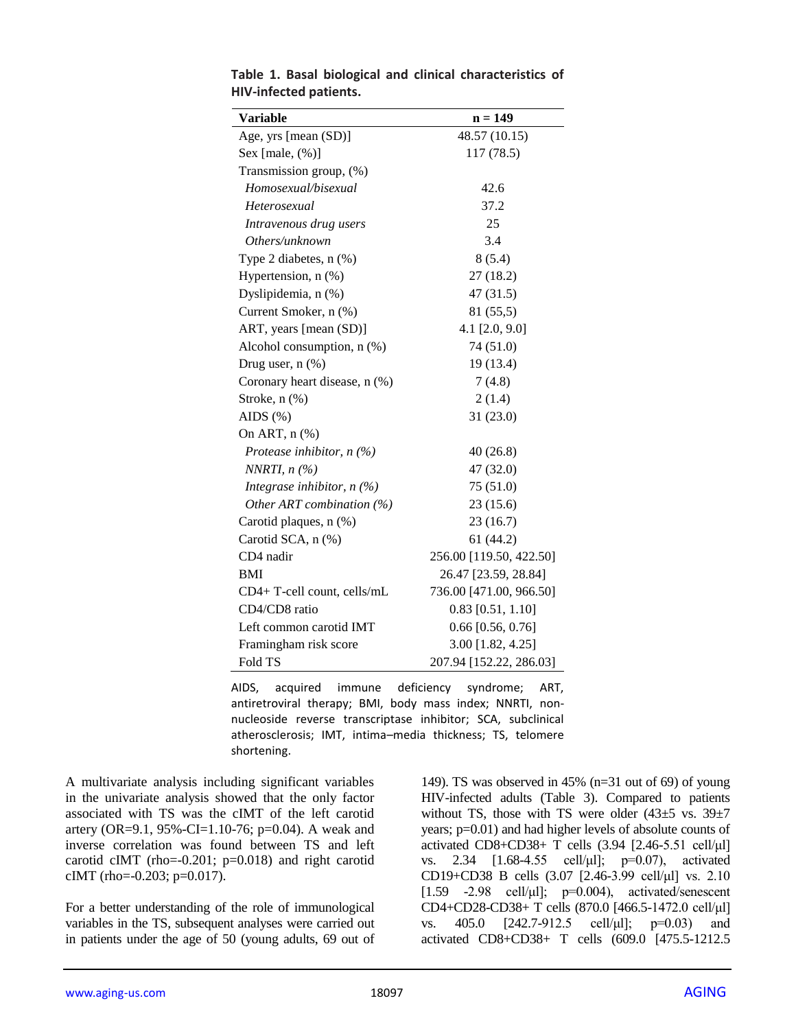**Table 1. Basal biological and clinical characteristics of HIV-infected patients.**

| Variable | n = 149 |
|---|---|
| Age, yrs [mean (SD)] | 48.57 (10.15) |
| Sex [male, (%)] | 117 (78.5) |
| Transmission group, (%) | |
| *Homosexual/bisexual* | 42.6 |
| *Heterosexual* | 37.2 |
| *Intravenous drug users* | 25 |
| *Others/unknown* | 3.4 |
| Type 2 diabetes, n (%) | 8 (5.4) |
| Hypertension, n (%) | 27 (18.2) |
| Dyslipidemia, n (%) | 47 (31.5) |
| Current Smoker, n (%) | 81 (55,5) |
| ART, years [mean (SD)] | 4.1 [2.0, 9.0] |
| Alcohol consumption, n (%) | 74 (51.0) |
| Drug user, n (%) | 19 (13.4) |
| Coronary heart disease, n (%) | 7 (4.8) |
| Stroke, n (%) | 2 (1.4) |
| AIDS (%) | 31 (23.0) |
| On ART, n (%) | |
| *Protease inhibitor, n (%)* | 40 (26.8) |
| *NNRTI, n (%)* | 47 (32.0) |
| *Integrase inhibitor, n (%)* | 75 (51.0) |
| *Other ART combination (%)* | 23 (15.6) |
| Carotid plaques, n (%) | 23 (16.7) |
| Carotid SCA, n (%) | 61 (44.2) |
| CD4 nadir | 256.00 [119.50, 422.50] |
| BMI | 26.47 [23.59, 28.84] |
| CD4+ T-cell count, cells/mL | 736.00 [471.00, 966.50] |
| CD4/CD8 ratio | 0.83 [0.51, 1.10] |
| Left common carotid IMT | 0.66 [0.56, 0.76] |
| Framingham risk score | 3.00 [1.82, 4.25] |
| Fold TS | 207.94 [152.22, 286.03] |

AIDS, acquired immune deficiency syndrome; ART, antiretroviral therapy; BMI, body mass index; NNRTI, non-nucleoside reverse transcriptase inhibitor; SCA, subclinical atherosclerosis; IMT, intima–media thickness; TS, telomere shortening.

A multivariate analysis including significant variables in the univariate analysis showed that the only factor associated with TS was the cIMT of the left carotid artery (OR=9.1, 95%-CI=1.10-76; p=0.04). A weak and inverse correlation was found between TS and left carotid cIMT (rho=-0.201; p=0.018) and right carotid cIMT (rho=-0.203; p=0.017).

For a better understanding of the role of immunological variables in the TS, subsequent analyses were carried out in patients under the age of 50 (young adults, 69 out of 149). TS was observed in 45% (n=31 out of 69) of young HIV-infected adults (Table 3). Compared to patients without TS, those with TS were older (43±5 vs. 39±7 years; p=0.01) and had higher levels of absolute counts of activated CD8+CD38+ T cells (3.94 [2.46-5.51 cell/μl] vs. 2.34 [1.68-4.55 cell/μl]; p=0.07), activated CD19+CD38 B cells (3.07 [2.46-3.99 cell/μl] vs. 2.10 [1.59 -2.98 cell/μl]; p=0.004), activated/senescent CD4+CD28-CD38+ T cells (870.0 [466.5-1472.0 cell/μl] vs. 405.0 [242.7-912.5 cell/μl]; p=0.03) and activated CD8+CD38+ T cells (609.0 [475.5-1212.5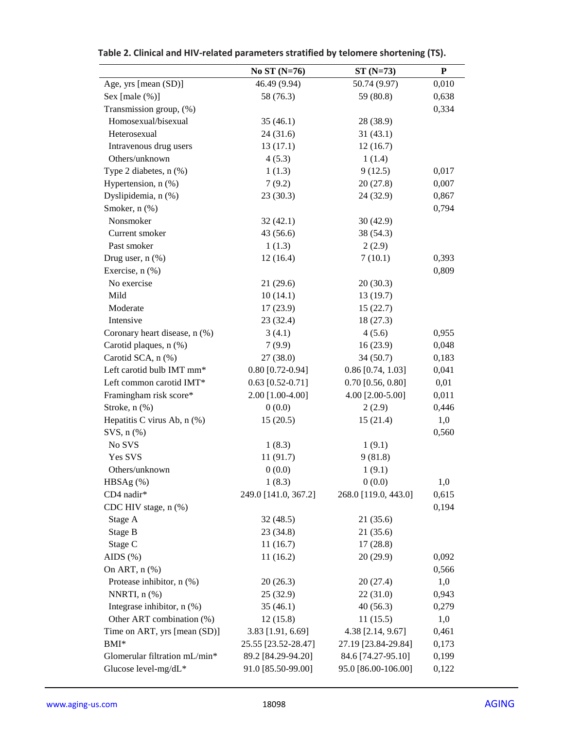**Table 2. Clinical and HIV-related parameters stratified by telomere shortening (TS).**

| | No ST (N=76) | ST (N=73) | P |
|---|---|---|---|
| Age, yrs [mean (SD)] | 46.49 (9.94) | 50.74 (9.97) | 0,010 |
| Sex [male (%)] | 58 (76.3) | 59 (80.8) | 0,638 |
| Transmission group, (%) | | | 0,334 |
| Homosexual/bisexual | 35 (46.1) | 28 (38.9) | |
| Heterosexual | 24 (31.6) | 31 (43.1) | |
| Intravenous drug users | 13 (17.1) | 12 (16.7) | |
| Others/unknown | 4 (5.3) | 1 (1.4) | |
| Type 2 diabetes, n (%) | 1 (1.3) | 9 (12.5) | 0,017 |
| Hypertension, n (%) | 7 (9.2) | 20 (27.8) | 0,007 |
| Dyslipidemia, n (%) | 23 (30.3) | 24 (32.9) | 0,867 |
| Smoker, n (%) | | | 0,794 |
| Nonsmoker | 32 (42.1) | 30 (42.9) | |
| Current smoker | 43 (56.6) | 38 (54.3) | |
| Past smoker | 1 (1.3) | 2 (2.9) | |
| Drug user, n (%) | 12 (16.4) | 7 (10.1) | 0,393 |
| Exercise, n (%) | | | 0,809 |
| No exercise | 21 (29.6) | 20 (30.3) | |
| Mild | 10 (14.1) | 13 (19.7) | |
| Moderate | 17 (23.9) | 15 (22.7) | |
| Intensive | 23 (32.4) | 18 (27.3) | |
| Coronary heart disease, n (%) | 3 (4.1) | 4 (5.6) | 0,955 |
| Carotid plaques, n (%) | 7 (9.9) | 16 (23.9) | 0,048 |
| Carotid SCA, n (%) | 27 (38.0) | 34 (50.7) | 0,183 |
| Left carotid bulb IMT mm* | 0.80 [0.72-0.94] | 0.86 [0.74, 1.03] | 0,041 |
| Left common carotid IMT* | 0.63 [0.52-0.71] | 0.70 [0.56, 0.80] | 0,01 |
| Framingham risk score* | 2.00 [1.00-4.00] | 4.00 [2.00-5.00] | 0,011 |
| Stroke, n (%) | 0 (0.0) | 2 (2.9) | 0,446 |
| Hepatitis C virus Ab, n (%) | 15 (20.5) | 15 (21.4) | 1,0 |
| SVS, n (%) | | | 0,560 |
| No SVS | 1 (8.3) | 1 (9.1) | |
| Yes SVS | 11 (91.7) | 9 (81.8) | |
| Others/unknown | 0 (0.0) | 1 (9.1) | |
| HBSAg (%) | 1 (8.3) | 0 (0.0) | 1,0 |
| CD4 nadir* | 249.0 [141.0, 367.2] | 268.0 [119.0, 443.0] | 0,615 |
| CDC HIV stage, n (%) | | | 0,194 |
| Stage A | 32 (48.5) | 21 (35.6) | |
| Stage B | 23 (34.8) | 21 (35.6) | |
| Stage C | 11 (16.7) | 17 (28.8) | |
| AIDS (%) | 11 (16.2) | 20 (29.9) | 0,092 |
| On ART, n (%) | | | 0,566 |
| Protease inhibitor, n (%) | 20 (26.3) | 20 (27.4) | 1,0 |
| NNRTI, n (%) | 25 (32.9) | 22 (31.0) | 0,943 |
| Integrase inhibitor, n (%) | 35 (46.1) | 40 (56.3) | 0,279 |
| Other ART combination (%) | 12 (15.8) | 11 (15.5) | 1,0 |
| Time on ART, yrs [mean (SD)] | 3.83 [1.91, 6.69] | 4.38 [2.14, 9.67] | 0,461 |
| BMI* | 25.55 [23.52-28.47] | 27.19 [23.84-29.84] | 0,173 |
| Glomerular filtration mL/min* | 89.2 [84.29-94.20] | 84.6 [74.27-95.10] | 0,199 |
| Glucose level-mg/dL* | 91.0 [85.50-99.00] | 95.0 [86.00-106.00] | 0,122 |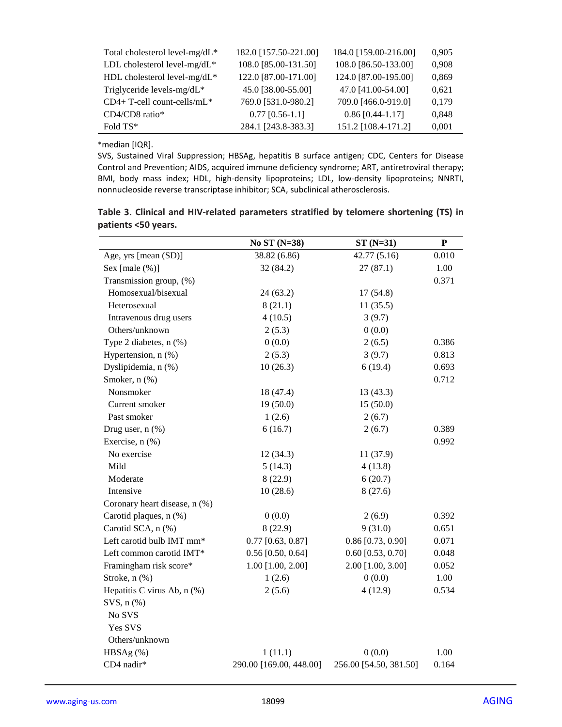| | | | |
|---|---|---|---|
| Total cholesterol level-mg/dL* | 182.0 [157.50-221.00] | 184.0 [159.00-216.00] | 0,905 |
| LDL cholesterol level-mg/dL* | 108.0 [85.00-131.50] | 108.0 [86.50-133.00] | 0,908 |
| HDL cholesterol level-mg/dL* | 122.0 [87.00-171.00] | 124.0 [87.00-195.00] | 0,869 |
| Triglyceride levels-mg/dL* | 45.0 [38.00-55.00] | 47.0 [41.00-54.00] | 0,621 |
| CD4+ T-cell count-cells/mL* | 769.0 [531.0-980.2] | 709.0 [466.0-919.0] | 0,179 |
| CD4/CD8 ratio* | 0.77 [0.56-1.1] | 0.86 [0.44-1.17] | 0,848 |
| Fold TS* | 284.1 [243.8-383.3] | 151.2 [108.4-171.2] | 0,001 |

*median [IQR].

SVS, Sustained Viral Suppression; HBSAg, hepatitis B surface antigen; CDC, Centers for Disease Control and Prevention; AIDS, acquired immune deficiency syndrome; ART, antiretroviral therapy; BMI, body mass index; HDL, high-density lipoproteins; LDL, low-density lipoproteins; NNRTI, nonnucleoside reverse transcriptase inhibitor; SCA, subclinical atherosclerosis.

**Table 3. Clinical and HIV-related parameters stratified by telomere shortening (TS) in patients <50 years.**

| | No ST (N=38) | ST (N=31) | P |
|---|---|---|---|
| Age, yrs [mean (SD)] | 38.82 (6.86) | 42.77 (5.16) | 0.010 |
| Sex [male (%)] | 32 (84.2) | 27 (87.1) | 1.00 |
| Transmission group, (%) | | | 0.371 |
| Homosexual/bisexual | 24 (63.2) | 17 (54.8) | |
| Heterosexual | 8 (21.1) | 11 (35.5) | |
| Intravenous drug users | 4 (10.5) | 3 (9.7) | |
| Others/unknown | 2 (5.3) | 0 (0.0) | |
| Type 2 diabetes, n (%) | 0 (0.0) | 2 (6.5) | 0.386 |
| Hypertension, n (%) | 2 (5.3) | 3 (9.7) | 0.813 |
| Dyslipidemia, n (%) | 10 (26.3) | 6 (19.4) | 0.693 |
| Smoker, n (%) | | | 0.712 |
| Nonsmoker | 18 (47.4) | 13 (43.3) | |
| Current smoker | 19 (50.0) | 15 (50.0) | |
| Past smoker | 1 (2.6) | 2 (6.7) | |
| Drug user, n (%) | 6 (16.7) | 2 (6.7) | 0.389 |
| Exercise, n (%) | | | 0.992 |
| No exercise | 12 (34.3) | 11 (37.9) | |
| Mild | 5 (14.3) | 4 (13.8) | |
| Moderate | 8 (22.9) | 6 (20.7) | |
| Intensive | 10 (28.6) | 8 (27.6) | |
| Coronary heart disease, n (%) | | | |
| Carotid plaques, n (%) | 0 (0.0) | 2 (6.9) | 0.392 |
| Carotid SCA, n (%) | 8 (22.9) | 9 (31.0) | 0.651 |
| Left carotid bulb IMT mm* | 0.77 [0.63, 0.87] | 0.86 [0.73, 0.90] | 0.071 |
| Left common carotid IMT* | 0.56 [0.50, 0.64] | 0.60 [0.53, 0.70] | 0.048 |
| Framingham risk score* | 1.00 [1.00, 2.00] | 2.00 [1.00, 3.00] | 0.052 |
| Stroke, n (%) | 1 (2.6) | 0 (0.0) | 1.00 |
| Hepatitis C virus Ab, n (%) | 2 (5.6) | 4 (12.9) | 0.534 |
| SVS, n (%) | | | |
| No SVS | | | |
| Yes SVS | | | |
| Others/unknown | | | |
| HBSAg (%) | 1 (11.1) | 0 (0.0) | 1.00 |
| CD4 nadir* | 290.00 [169.00, 448.00] | 256.00 [54.50, 381.50] | 0.164 |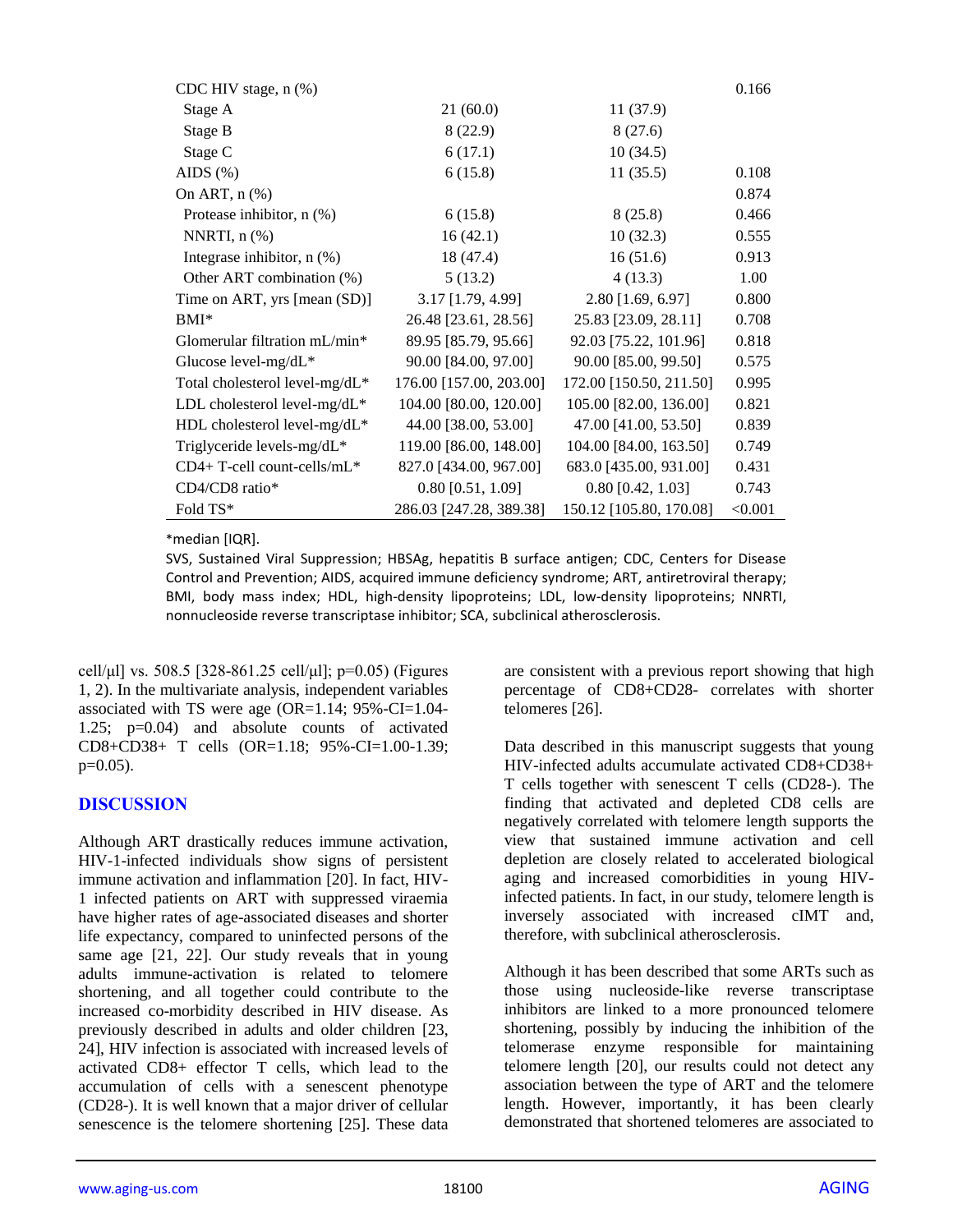| | | | |
|---|---|---|---|
| CDC HIV stage, n (%) | | | 0.166 |
| Stage A | 21 (60.0) | 11 (37.9) | |
| Stage B | 8 (22.9) | 8 (27.6) | |
| Stage C | 6 (17.1) | 10 (34.5) | |
| AIDS (%) | 6 (15.8) | 11 (35.5) | 0.108 |
| On ART, n (%) | | | 0.874 |
| Protease inhibitor, n (%) | 6 (15.8) | 8 (25.8) | 0.466 |
| NNRTI, n (%) | 16 (42.1) | 10 (32.3) | 0.555 |
| Integrase inhibitor, n (%) | 18 (47.4) | 16 (51.6) | 0.913 |
| Other ART combination (%) | 5 (13.2) | 4 (13.3) | 1.00 |
| Time on ART, yrs [mean (SD)] | 3.17 [1.79, 4.99] | 2.80 [1.69, 6.97] | 0.800 |
| BMI* | 26.48 [23.61, 28.56] | 25.83 [23.09, 28.11] | 0.708 |
| Glomerular filtration mL/min* | 89.95 [85.79, 95.66] | 92.03 [75.22, 101.96] | 0.818 |
| Glucose level-mg/dL* | 90.00 [84.00, 97.00] | 90.00 [85.00, 99.50] | 0.575 |
| Total cholesterol level-mg/dL* | 176.00 [157.00, 203.00] | 172.00 [150.50, 211.50] | 0.995 |
| LDL cholesterol level-mg/dL* | 104.00 [80.00, 120.00] | 105.00 [82.00, 136.00] | 0.821 |
| HDL cholesterol level-mg/dL* | 44.00 [38.00, 53.00] | 47.00 [41.00, 53.50] | 0.839 |
| Triglyceride levels-mg/dL* | 119.00 [86.00, 148.00] | 104.00 [84.00, 163.50] | 0.749 |
| CD4+ T-cell count-cells/mL* | 827.0 [434.00, 967.00] | 683.0 [435.00, 931.00] | 0.431 |
| CD4/CD8 ratio* | 0.80 [0.51, 1.09] | 0.80 [0.42, 1.03] | 0.743 |
| Fold TS* | 286.03 [247.28, 389.38] | 150.12 [105.80, 170.08] | <0.001 |

*median [IQR].

SVS, Sustained Viral Suppression; HBSAg, hepatitis B surface antigen; CDC, Centers for Disease Control and Prevention; AIDS, acquired immune deficiency syndrome; ART, antiretroviral therapy; BMI, body mass index; HDL, high-density lipoproteins; LDL, low-density lipoproteins; NNRTI, nonnucleoside reverse transcriptase inhibitor; SCA, subclinical atherosclerosis.

cell/μl] vs. 508.5 [328-861.25 cell/μl]; p=0.05) (Figures 1, 2). In the multivariate analysis, independent variables associated with TS were age (OR=1.14; 95%-CI=1.04-1.25; p=0.04) and absolute counts of activated CD8+CD38+ T cells (OR=1.18; 95%-CI=1.00-1.39; p=0.05).

## DISCUSSION

Although ART drastically reduces immune activation, HIV-1-infected individuals show signs of persistent immune activation and inflammation [20]. In fact, HIV-1 infected patients on ART with suppressed viraemia have higher rates of age-associated diseases and shorter life expectancy, compared to uninfected persons of the same age [21, 22]. Our study reveals that in young adults immune-activation is related to telomere shortening, and all together could contribute to the increased co-morbidity described in HIV disease. As previously described in adults and older children [23, 24], HIV infection is associated with increased levels of activated CD8+ effector T cells, which lead to the accumulation of cells with a senescent phenotype (CD28-). It is well known that a major driver of cellular senescence is the telomere shortening [25]. These data are consistent with a previous report showing that high percentage of CD8+CD28- correlates with shorter telomeres [26].

Data described in this manuscript suggests that young HIV-infected adults accumulate activated CD8+CD38+ T cells together with senescent T cells (CD28-). The finding that activated and depleted CD8 cells are negatively correlated with telomere length supports the view that sustained immune activation and cell depletion are closely related to accelerated biological aging and increased comorbidities in young HIV-infected patients. In fact, in our study, telomere length is inversely associated with increased cIMT and, therefore, with subclinical atherosclerosis.

Although it has been described that some ARTs such as those using nucleoside-like reverse transcriptase inhibitors are linked to a more pronounced telomere shortening, possibly by inducing the inhibition of the telomerase enzyme responsible for maintaining telomere length [20], our results could not detect any association between the type of ART and the telomere length. However, importantly, it has been clearly demonstrated that shortened telomeres are associated to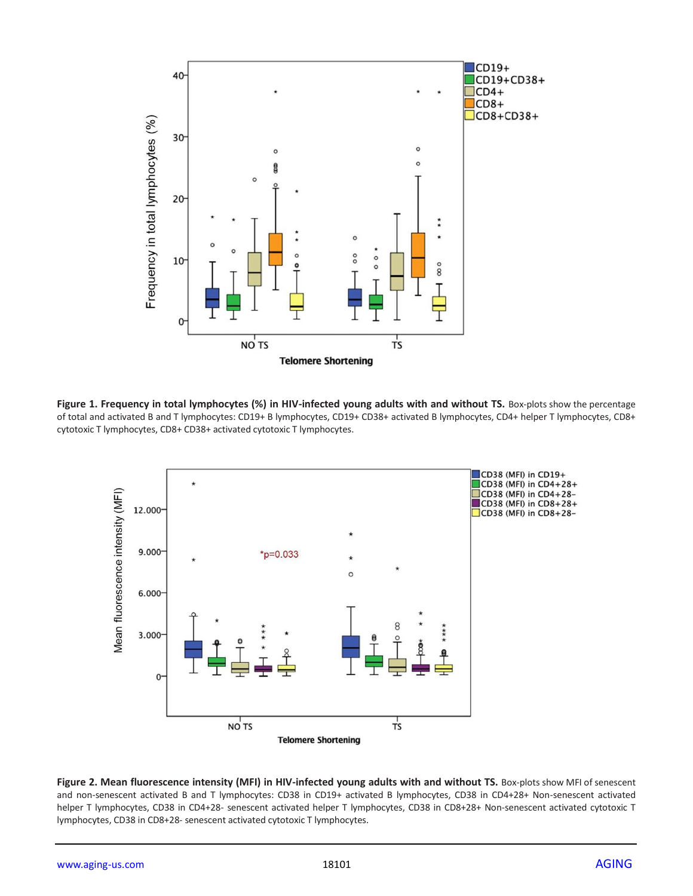**Figure 1. Frequency in total lymphocytes (%) in HIV-infected young adults with and without TS.** Box-plots show the percentage of total and activated B and T lymphocytes: CD19+ B lymphocytes, CD19+ CD38+ activated B lymphocytes, CD4+ helper T lymphocytes, CD8+ cytotoxic T lymphocytes, CD8+ CD38+ activated cytotoxic T lymphocytes.

**Figure 2. Mean fluorescence intensity (MFI) in HIV-infected young adults with and without TS.** Box-plots show MFI of senescent and non-senescent activated B and T lymphocytes: CD38 in CD19+ activated B lymphocytes, CD38 in CD4+28+ Non-senescent activated helper T lymphocytes, CD38 in CD4+28- senescent activated helper T lymphocytes, CD38 in CD8+28+ Non-senescent activated cytotoxic T lymphocytes, CD38 in CD8+28- senescent activated cytotoxic T lymphocytes.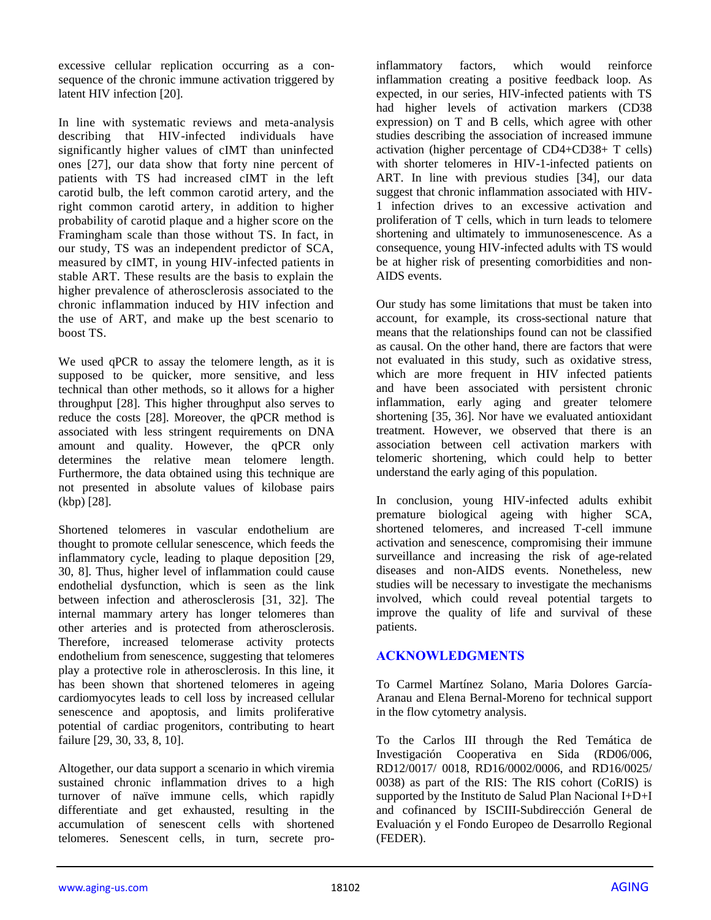excessive cellular replication occurring as a consequence of the chronic immune activation triggered by latent HIV infection [20].

In line with systematic reviews and meta-analysis describing that HIV-infected individuals have significantly higher values of cIMT than uninfected ones [27], our data show that forty nine percent of patients with TS had increased cIMT in the left carotid bulb, the left common carotid artery, and the right common carotid artery, in addition to higher probability of carotid plaque and a higher score on the Framingham scale than those without TS. In fact, in our study, TS was an independent predictor of SCA, measured by cIMT, in young HIV-infected patients in stable ART. These results are the basis to explain the higher prevalence of atherosclerosis associated to the chronic inflammation induced by HIV infection and the use of ART, and make up the best scenario to boost TS.

We used qPCR to assay the telomere length, as it is supposed to be quicker, more sensitive, and less technical than other methods, so it allows for a higher throughput [28]. This higher throughput also serves to reduce the costs [28]. Moreover, the qPCR method is associated with less stringent requirements on DNA amount and quality. However, the qPCR only determines the relative mean telomere length. Furthermore, the data obtained using this technique are not presented in absolute values of kilobase pairs (kbp) [28].

Shortened telomeres in vascular endothelium are thought to promote cellular senescence, which feeds the inflammatory cycle, leading to plaque deposition [29, 30, 8]. Thus, higher level of inflammation could cause endothelial dysfunction, which is seen as the link between infection and atherosclerosis [31, 32]. The internal mammary artery has longer telomeres than other arteries and is protected from atherosclerosis. Therefore, increased telomerase activity protects endothelium from senescence, suggesting that telomeres play a protective role in atherosclerosis. In this line, it has been shown that shortened telomeres in ageing cardiomyocytes leads to cell loss by increased cellular senescence and apoptosis, and limits proliferative potential of cardiac progenitors, contributing to heart failure [29, 30, 33, 8, 10].

Altogether, our data support a scenario in which viremia sustained chronic inflammation drives to a high turnover of naïve immune cells, which rapidly differentiate and get exhausted, resulting in the accumulation of senescent cells with shortened telomeres. Senescent cells, in turn, secrete pro-inflammatory factors, which would reinforce inflammation creating a positive feedback loop. As expected, in our series, HIV-infected patients with TS had higher levels of activation markers (CD38 expression) on T and B cells, which agree with other studies describing the association of increased immune activation (higher percentage of CD4+CD38+ T cells) with shorter telomeres in HIV-1-infected patients on ART. In line with previous studies [34], our data suggest that chronic inflammation associated with HIV-1 infection drives to an excessive activation and proliferation of T cells, which in turn leads to telomere shortening and ultimately to immunosenescence. As a consequence, young HIV-infected adults with TS would be at higher risk of presenting comorbidities and non-AIDS events.

Our study has some limitations that must be taken into account, for example, its cross-sectional nature that means that the relationships found can not be classified as causal. On the other hand, there are factors that were not evaluated in this study, such as oxidative stress, which are more frequent in HIV infected patients and have been associated with persistent chronic inflammation, early aging and greater telomere shortening [35, 36]. Nor have we evaluated antioxidant treatment. However, we observed that there is an association between cell activation markers with telomeric shortening, which could help to better understand the early aging of this population.

In conclusion, young HIV-infected adults exhibit premature biological ageing with higher SCA, shortened telomeres, and increased T-cell immune activation and senescence, compromising their immune surveillance and increasing the risk of age-related diseases and non-AIDS events. Nonetheless, new studies will be necessary to investigate the mechanisms involved, which could reveal potential targets to improve the quality of life and survival of these patients.

## ACKNOWLEDGMENTS

To Carmel Martínez Solano, Maria Dolores García-Aranau and Elena Bernal-Moreno for technical support in the flow cytometry analysis.

To the Carlos III through the Red Temática de Investigación Cooperativa en Sida (RD06/006, RD12/0017/ 0018, RD16/0002/0006, and RD16/0025/ 0038) as part of the RIS: The RIS cohort (CoRIS) is supported by the Instituto de Salud Plan Nacional I+D+I and cofinanced by ISCIII-Subdirección General de Evaluación y el Fondo Europeo de Desarrollo Regional (FEDER).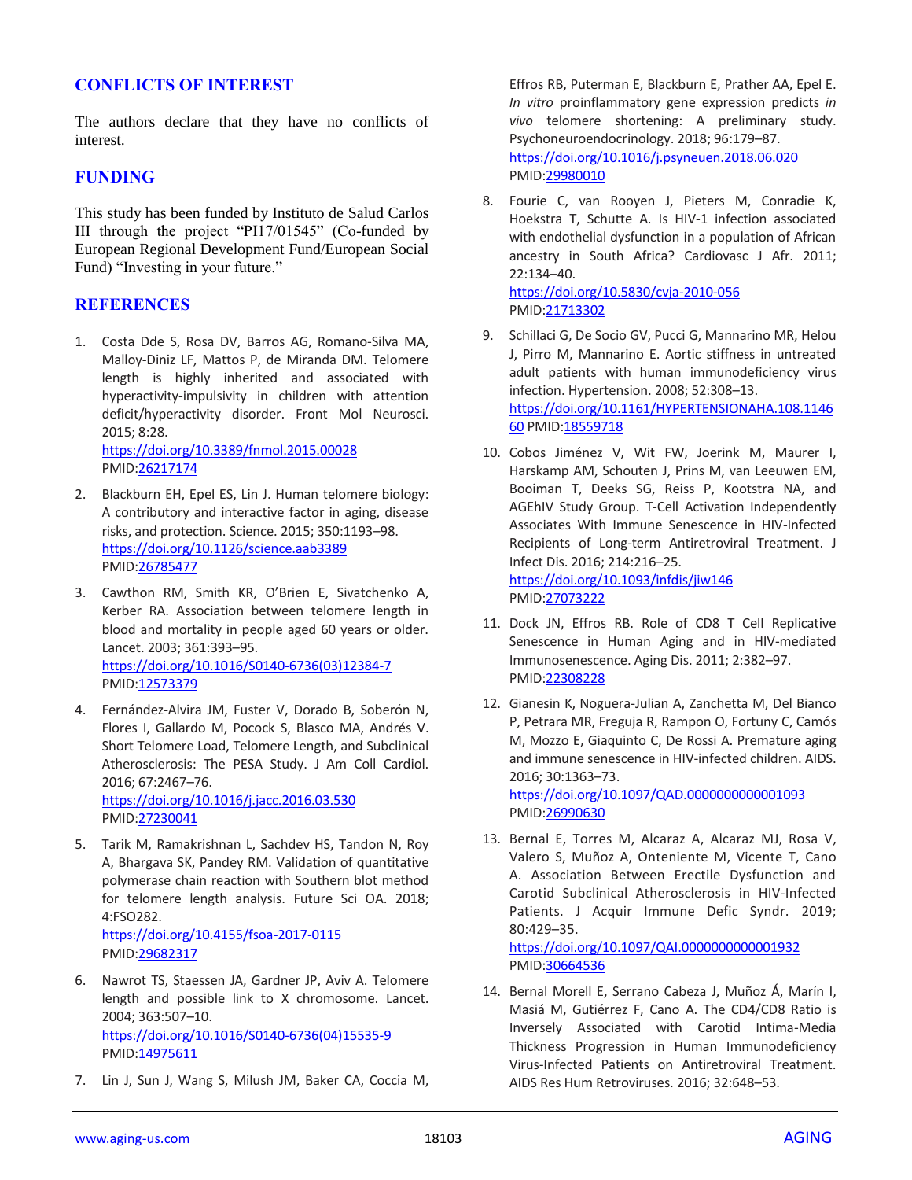## CONFLICTS OF INTEREST

The authors declare that they have no conflicts of interest.

## FUNDING

This study has been funded by Instituto de Salud Carlos III through the project "PI17/01545" (Co-funded by European Regional Development Fund/European Social Fund) "Investing in your future."

## REFERENCES

1. Costa Dde S, Rosa DV, Barros AG, Romano-Silva MA, Malloy-Diniz LF, Mattos P, de Miranda DM. Telomere length is highly inherited and associated with hyperactivity-impulsivity in children with attention deficit/hyperactivity disorder. Front Mol Neurosci. 2015; 8:28. https://doi.org/10.3389/fnmol.2015.00028 PMID:26217174

2. Blackburn EH, Epel ES, Lin J. Human telomere biology: A contributory and interactive factor in aging, disease risks, and protection. Science. 2015; 350:1193–98. https://doi.org/10.1126/science.aab3389 PMID:26785477

3. Cawthon RM, Smith KR, O'Brien E, Sivatchenko A, Kerber RA. Association between telomere length in blood and mortality in people aged 60 years or older. Lancet. 2003; 361:393–95. https://doi.org/10.1016/S0140-6736(03)12384-7 PMID:12573379

4. Fernández-Alvira JM, Fuster V, Dorado B, Soberón N, Flores I, Gallardo M, Pocock S, Blasco MA, Andrés V. Short Telomere Load, Telomere Length, and Subclinical Atherosclerosis: The PESA Study. J Am Coll Cardiol. 2016; 67:2467–76. https://doi.org/10.1016/j.jacc.2016.03.530 PMID:27230041

5. Tarik M, Ramakrishnan L, Sachdev HS, Tandon N, Roy A, Bhargava SK, Pandey RM. Validation of quantitative polymerase chain reaction with Southern blot method for telomere length analysis. Future Sci OA. 2018; 4:FSO282. https://doi.org/10.4155/fsoa-2017-0115 PMID:29682317

6. Nawrot TS, Staessen JA, Gardner JP, Aviv A. Telomere length and possible link to X chromosome. Lancet. 2004; 363:507–10. https://doi.org/10.1016/S0140-6736(04)15535-9 PMID:14975611

7. Lin J, Sun J, Wang S, Milush JM, Baker CA, Coccia M, Effros RB, Puterman E, Blackburn E, Prather AA, Epel E. *In vitro* proinflammatory gene expression predicts *in vivo* telomere shortening: A preliminary study. Psychoneuroendocrinology. 2018; 96:179–87. https://doi.org/10.1016/j.psyneuen.2018.06.020 PMID:29980010

8. Fourie C, van Rooyen J, Pieters M, Conradie K, Hoekstra T, Schutte A. Is HIV-1 infection associated with endothelial dysfunction in a population of African ancestry in South Africa? Cardiovasc J Afr. 2011; 22:134–40. https://doi.org/10.5830/cvja-2010-056 PMID:21713302

9. Schillaci G, De Socio GV, Pucci G, Mannarino MR, Helou J, Pirro M, Mannarino E. Aortic stiffness in untreated adult patients with human immunodeficiency virus infection. Hypertension. 2008; 52:308–13. https://doi.org/10.1161/HYPERTENSIONAHA.108.114660 PMID:18559718

10. Cobos Jiménez V, Wit FW, Joerink M, Maurer I, Harskamp AM, Schouten J, Prins M, van Leeuwen EM, Booiman T, Deeks SG, Reiss P, Kootstra NA, and AGEhIV Study Group. T-Cell Activation Independently Associates With Immune Senescence in HIV-Infected Recipients of Long-term Antiretroviral Treatment. J Infect Dis. 2016; 214:216–25. https://doi.org/10.1093/infdis/jiw146 PMID:27073222

11. Dock JN, Effros RB. Role of CD8 T Cell Replicative Senescence in Human Aging and in HIV-mediated Immunosenescence. Aging Dis. 2011; 2:382–97. PMID:22308228

12. Gianesin K, Noguera-Julian A, Zanchetta M, Del Bianco P, Petrara MR, Freguja R, Rampon O, Fortuny C, Camós M, Mozzo E, Giaquinto C, De Rossi A. Premature aging and immune senescence in HIV-infected children. AIDS. 2016; 30:1363–73. https://doi.org/10.1097/QAD.0000000000001093 PMID:26990630

13. Bernal E, Torres M, Alcaraz A, Alcaraz MJ, Rosa V, Valero S, Muñoz A, Onteniente M, Vicente T, Cano A. Association Between Erectile Dysfunction and Carotid Subclinical Atherosclerosis in HIV-Infected Patients. J Acquir Immune Defic Syndr. 2019; 80:429–35. https://doi.org/10.1097/QAI.0000000000001932 PMID:30664536

14. Bernal Morell E, Serrano Cabeza J, Muñoz Á, Marín I, Masiá M, Gutiérrez F, Cano A. The CD4/CD8 Ratio is Inversely Associated with Carotid Intima-Media Thickness Progression in Human Immunodeficiency Virus-Infected Patients on Antiretroviral Treatment. AIDS Res Hum Retroviruses. 2016; 32:648–53.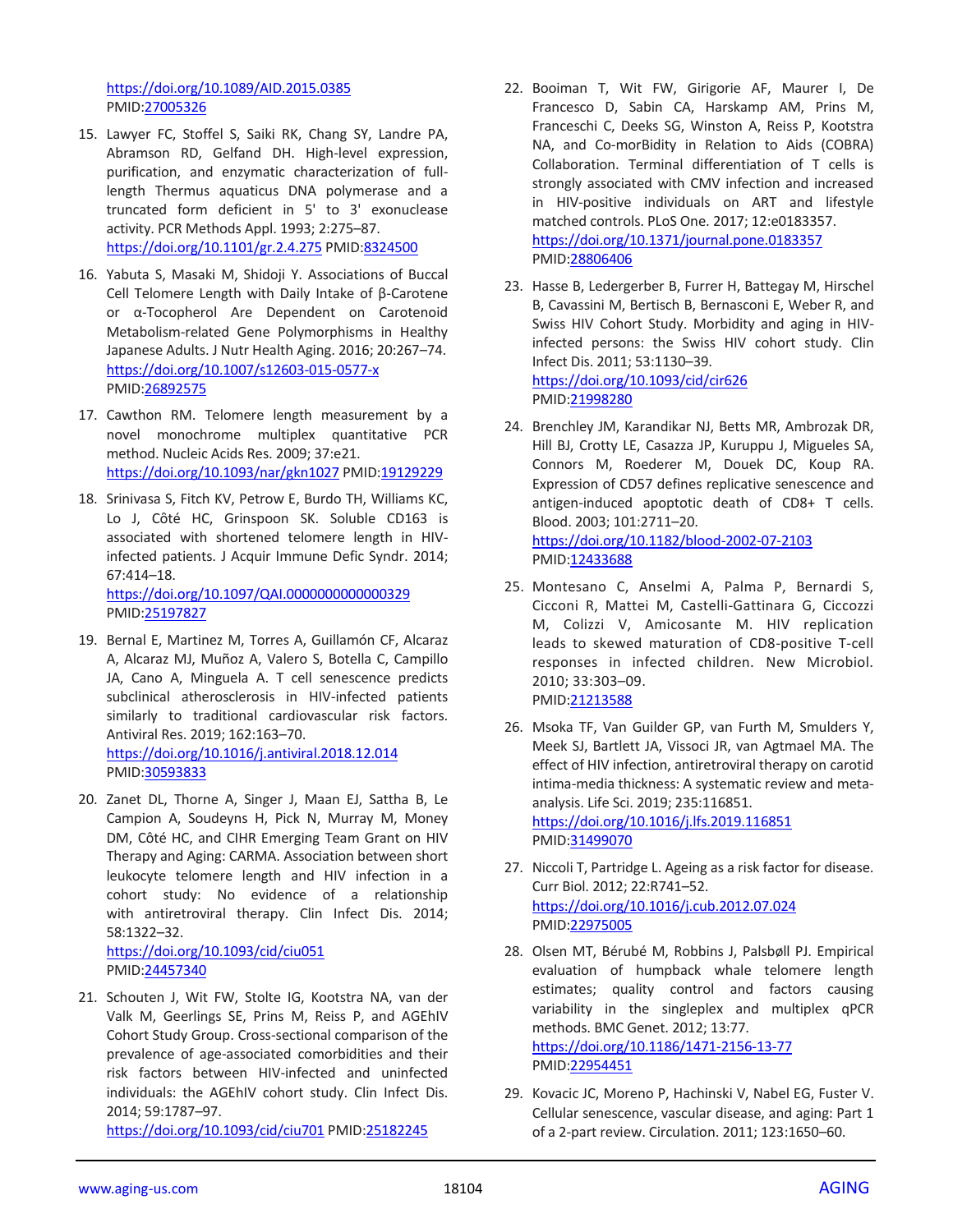https://doi.org/10.1089/AID.2015.0385
PMID:27005326

15. Lawyer FC, Stoffel S, Saiki RK, Chang SY, Landre PA, Abramson RD, Gelfand DH. High-level expression, purification, and enzymatic characterization of full-length Thermus aquaticus DNA polymerase and a truncated form deficient in 5' to 3' exonuclease activity. PCR Methods Appl. 1993; 2:275–87. https://doi.org/10.1101/gr.2.4.275 PMID:8324500

16. Yabuta S, Masaki M, Shidoji Y. Associations of Buccal Cell Telomere Length with Daily Intake of β-Carotene or α-Tocopherol Are Dependent on Carotenoid Metabolism-related Gene Polymorphisms in Healthy Japanese Adults. J Nutr Health Aging. 2016; 20:267–74. https://doi.org/10.1007/s12603-015-0577-x PMID:26892575

17. Cawthon RM. Telomere length measurement by a novel monochrome multiplex quantitative PCR method. Nucleic Acids Res. 2009; 37:e21. https://doi.org/10.1093/nar/gkn1027 PMID:19129229

18. Srinivasa S, Fitch KV, Petrow E, Burdo TH, Williams KC, Lo J, Côté HC, Grinspoon SK. Soluble CD163 is associated with shortened telomere length in HIV-infected patients. J Acquir Immune Defic Syndr. 2014; 67:414–18. https://doi.org/10.1097/QAI.0000000000000329 PMID:25197827

19. Bernal E, Martinez M, Torres A, Guillamón CF, Alcaraz A, Alcaraz MJ, Muñoz A, Valero S, Botella C, Campillo JA, Cano A, Minguela A. T cell senescence predicts subclinical atherosclerosis in HIV-infected patients similarly to traditional cardiovascular risk factors. Antiviral Res. 2019; 162:163–70. https://doi.org/10.1016/j.antiviral.2018.12.014 PMID:30593833

20. Zanet DL, Thorne A, Singer J, Maan EJ, Sattha B, Le Campion A, Soudeyns H, Pick N, Murray M, Money DM, Côté HC, and CIHR Emerging Team Grant on HIV Therapy and Aging: CARMA. Association between short leukocyte telomere length and HIV infection in a cohort study: No evidence of a relationship with antiretroviral therapy. Clin Infect Dis. 2014; 58:1322–32. https://doi.org/10.1093/cid/ciu051 PMID:24457340

21. Schouten J, Wit FW, Stolte IG, Kootstra NA, van der Valk M, Geerlings SE, Prins M, Reiss P, and AGEhIV Cohort Study Group. Cross-sectional comparison of the prevalence of age-associated comorbidities and their risk factors between HIV-infected and uninfected individuals: the AGEhIV cohort study. Clin Infect Dis. 2014; 59:1787–97. https://doi.org/10.1093/cid/ciu701 PMID:25182245

22. Booiman T, Wit FW, Girigorie AF, Maurer I, De Francesco D, Sabin CA, Harskamp AM, Prins M, Franceschi C, Deeks SG, Winston A, Reiss P, Kootstra NA, and Co-morBidity in Relation to Aids (COBRA) Collaboration. Terminal differentiation of T cells is strongly associated with CMV infection and increased in HIV-positive individuals on ART and lifestyle matched controls. PLoS One. 2017; 12:e0183357. https://doi.org/10.1371/journal.pone.0183357 PMID:28806406

23. Hasse B, Ledergerber B, Furrer H, Battegay M, Hirschel B, Cavassini M, Bertisch B, Bernasconi E, Weber R, and Swiss HIV Cohort Study. Morbidity and aging in HIV-infected persons: the Swiss HIV cohort study. Clin Infect Dis. 2011; 53:1130–39. https://doi.org/10.1093/cid/cir626 PMID:21998280

24. Brenchley JM, Karandikar NJ, Betts MR, Ambrozak DR, Hill BJ, Crotty LE, Casazza JP, Kuruppu J, Migueles SA, Connors M, Roederer M, Douek DC, Koup RA. Expression of CD57 defines replicative senescence and antigen-induced apoptotic death of CD8+ T cells. Blood. 2003; 101:2711–20. https://doi.org/10.1182/blood-2002-07-2103 PMID:12433688

25. Montesano C, Anselmi A, Palma P, Bernardi S, Cicconi R, Mattei M, Castelli-Gattinara G, Ciccozzi M, Colizzi V, Amicosante M. HIV replication leads to skewed maturation of CD8-positive T-cell responses in infected children. New Microbiol. 2010; 33:303–09. PMID:21213588

26. Msoka TF, Van Guilder GP, van Furth M, Smulders Y, Meek SJ, Bartlett JA, Vissoci JR, van Agtmael MA. The effect of HIV infection, antiretroviral therapy on carotid intima-media thickness: A systematic review and meta-analysis. Life Sci. 2019; 235:116851. https://doi.org/10.1016/j.lfs.2019.116851 PMID:31499070

27. Niccoli T, Partridge L. Ageing as a risk factor for disease. Curr Biol. 2012; 22:R741–52. https://doi.org/10.1016/j.cub.2012.07.024 PMID:22975005

28. Olsen MT, Bérubé M, Robbins J, Palsbøll PJ. Empirical evaluation of humpback whale telomere length estimates; quality control and factors causing variability in the singleplex and multiplex qPCR methods. BMC Genet. 2012; 13:77. https://doi.org/10.1186/1471-2156-13-77 PMID:22954451

29. Kovacic JC, Moreno P, Hachinski V, Nabel EG, Fuster V. Cellular senescence, vascular disease, and aging: Part 1 of a 2-part review. Circulation. 2011; 123:1650–60.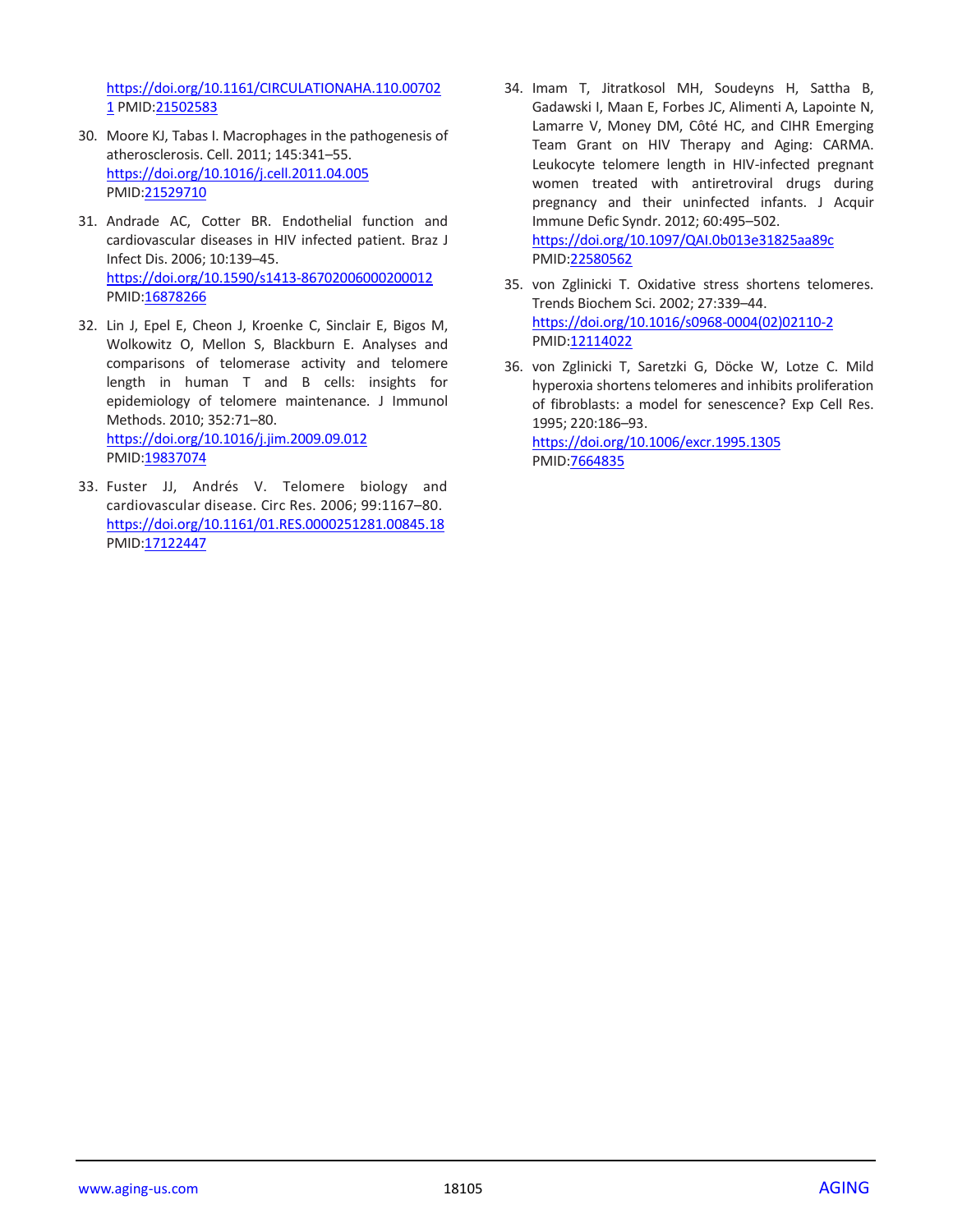https://doi.org/10.1161/CIRCULATIONAHA.110.007021 PMID:21502583

30. Moore KJ, Tabas I. Macrophages in the pathogenesis of atherosclerosis. Cell. 2011; 145:341–55. https://doi.org/10.1016/j.cell.2011.04.005 PMID:21529710

31. Andrade AC, Cotter BR. Endothelial function and cardiovascular diseases in HIV infected patient. Braz J Infect Dis. 2006; 10:139–45. https://doi.org/10.1590/s1413-86702006000200012 PMID:16878266

32. Lin J, Epel E, Cheon J, Kroenke C, Sinclair E, Bigos M, Wolkowitz O, Mellon S, Blackburn E. Analyses and comparisons of telomerase activity and telomere length in human T and B cells: insights for epidemiology of telomere maintenance. J Immunol Methods. 2010; 352:71–80. https://doi.org/10.1016/j.jim.2009.09.012 PMID:19837074

33. Fuster JJ, Andrés V. Telomere biology and cardiovascular disease. Circ Res. 2006; 99:1167–80. https://doi.org/10.1161/01.RES.0000251281.00845.18 PMID:17122447

34. Imam T, Jitratkosol MH, Soudeyns H, Sattha B, Gadawski I, Maan E, Forbes JC, Alimenti A, Lapointe N, Lamarre V, Money DM, Côté HC, and CIHR Emerging Team Grant on HIV Therapy and Aging: CARMA. Leukocyte telomere length in HIV-infected pregnant women treated with antiretroviral drugs during pregnancy and their uninfected infants. J Acquir Immune Defic Syndr. 2012; 60:495–502. https://doi.org/10.1097/QAI.0b013e31825aa89c PMID:22580562

35. von Zglinicki T. Oxidative stress shortens telomeres. Trends Biochem Sci. 2002; 27:339–44. https://doi.org/10.1016/s0968-0004(02)02110-2 PMID:12114022

36. von Zglinicki T, Saretzki G, Döcke W, Lotze C. Mild hyperoxia shortens telomeres and inhibits proliferation of fibroblasts: a model for senescence? Exp Cell Res. 1995; 220:186–93. https://doi.org/10.1006/excr.1995.1305 PMID:7664835